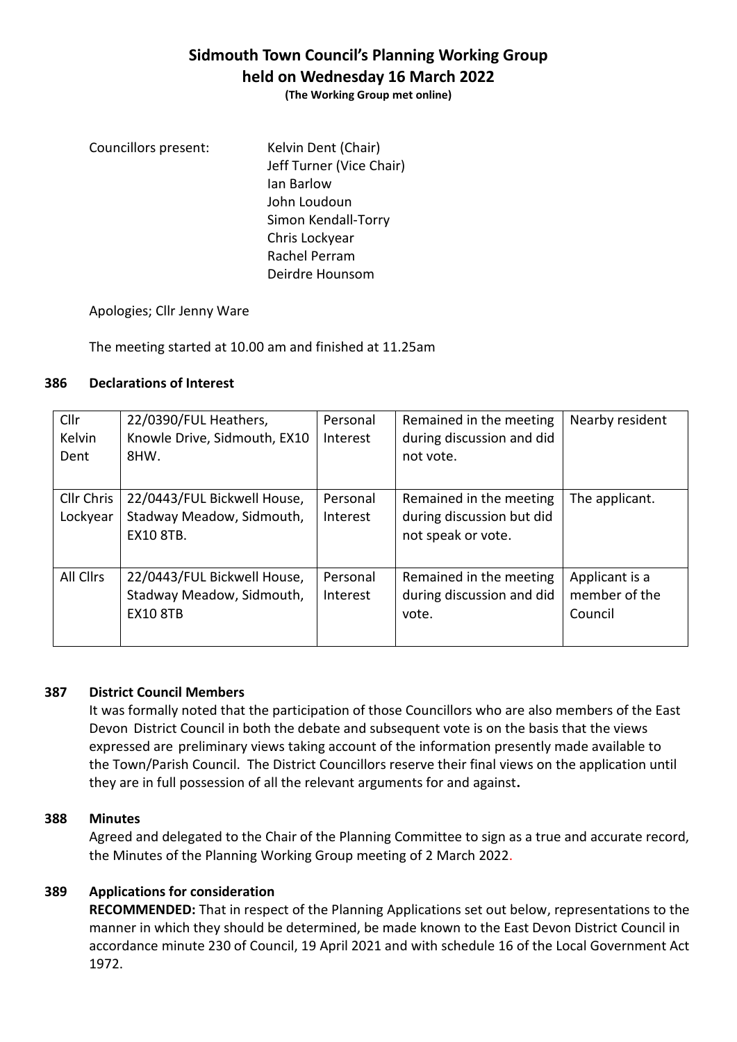# Sidmouth Town Council's Planning Working Group

## held on Wednesday 16 March 2022

**(The Working Group met online)**

Councillors present:
- Kelvin Dent (Chair)
- Jeff Turner (Vice Chair)
- Ian Barlow
- John Loudoun
- Simon Kendall-Torry
- Chris Lockyear
- Rachel Perram
- Deirdre Hounsom

Apologies; Cllr Jenny Ware

The meeting started at 10.00 am and finished at 11.25am

### 386 Declarations of Interest

| | | | | |
|---|---|---|---|---|
| Cllr Kelvin Dent | 22/0390/FUL Heathers, Knowle Drive, Sidmouth, EX10 8HW. | Personal Interest | Remained in the meeting during discussion and did not vote. | Nearby resident |
| Cllr Chris Lockyear | 22/0443/FUL Bickwell House, Stadway Meadow, Sidmouth, EX10 8TB. | Personal Interest | Remained in the meeting during discussion but did not speak or vote. | The applicant. |
| All Cllrs | 22/0443/FUL Bickwell House, Stadway Meadow, Sidmouth, EX10 8TB | Personal Interest | Remained in the meeting during discussion and did vote. | Applicant is a member of the Council |

### 387 District Council Members

It was formally noted that the participation of those Councillors who are also members of the East Devon District Council in both the debate and subsequent vote is on the basis that the views expressed are preliminary views taking account of the information presently made available to the Town/Parish Council. The District Councillors reserve their final views on the application until they are in full possession of all the relevant arguments for and against**.**

### 388 Minutes

Agreed and delegated to the Chair of the Planning Committee to sign as a true and accurate record, the Minutes of the Planning Working Group meeting of 2 March 2022.

### 389 Applications for consideration

**RECOMMENDED:** That in respect of the Planning Applications set out below, representations to the manner in which they should be determined, be made known to the East Devon District Council in accordance minute 230 of Council, 19 April 2021 and with schedule 16 of the Local Government Act 1972.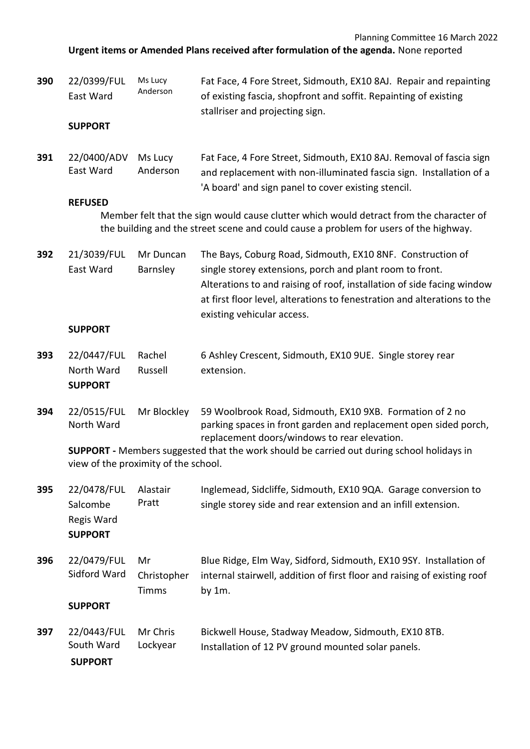**Urgent items or Amended Plans received after formulation of the agenda.** None reported

| | | | |
|---|---|---|---|
| **390** | 22/0399/FUL East Ward | Ms Lucy Anderson | Fat Face, 4 Fore Street, Sidmouth, EX10 8AJ. Repair and repainting of existing fascia, shopfront and soffit. Repainting of existing stallriser and projecting sign. |

**SUPPORT**

| | | | |
|---|---|---|---|
| **391** | 22/0400/ADV East Ward | Ms Lucy Anderson | Fat Face, 4 Fore Street, Sidmouth, EX10 8AJ. Removal of fascia sign and replacement with non-illuminated fascia sign. Installation of a 'A board' and sign panel to cover existing stencil. |

**REFUSED**

Member felt that the sign would cause clutter which would detract from the character of the building and the street scene and could cause a problem for users of the highway.

| | | | |
|---|---|---|---|
| **392** | 21/3039/FUL East Ward | Mr Duncan Barnsley | The Bays, Coburg Road, Sidmouth, EX10 8NF. Construction of single storey extensions, porch and plant room to front. Alterations to and raising of roof, installation of side facing window at first floor level, alterations to fenestration and alterations to the existing vehicular access. |

**SUPPORT**

| | | | |
|---|---|---|---|
| **393** | 22/0447/FUL North Ward | Rachel Russell | 6 Ashley Crescent, Sidmouth, EX10 9UE. Single storey rear extension. |

**SUPPORT**

| | | | |
|---|---|---|---|
| **394** | 22/0515/FUL North Ward | Mr Blockley | 59 Woolbrook Road, Sidmouth, EX10 9XB. Formation of 2 no parking spaces in front garden and replacement open sided porch, replacement doors/windows to rear elevation. |

**SUPPORT -** Members suggested that the work should be carried out during school holidays in view of the proximity of the school.

| | | | |
|---|---|---|---|
| **395** | 22/0478/FUL Salcombe Regis Ward | Alastair Pratt | Inglemead, Sidcliffe, Sidmouth, EX10 9QA. Garage conversion to single storey side and rear extension and an infill extension. |

**SUPPORT**

| | | | |
|---|---|---|---|
| **396** | 22/0479/FUL Sidford Ward | Mr Christopher Timms | Blue Ridge, Elm Way, Sidford, Sidmouth, EX10 9SY. Installation of internal stairwell, addition of first floor and raising of existing roof by 1m. |

**SUPPORT**

| | | | |
|---|---|---|---|
| **397** | 22/0443/FUL South Ward | Mr Chris Lockyear | Bickwell House, Stadway Meadow, Sidmouth, EX10 8TB. Installation of 12 PV ground mounted solar panels. |

**SUPPORT**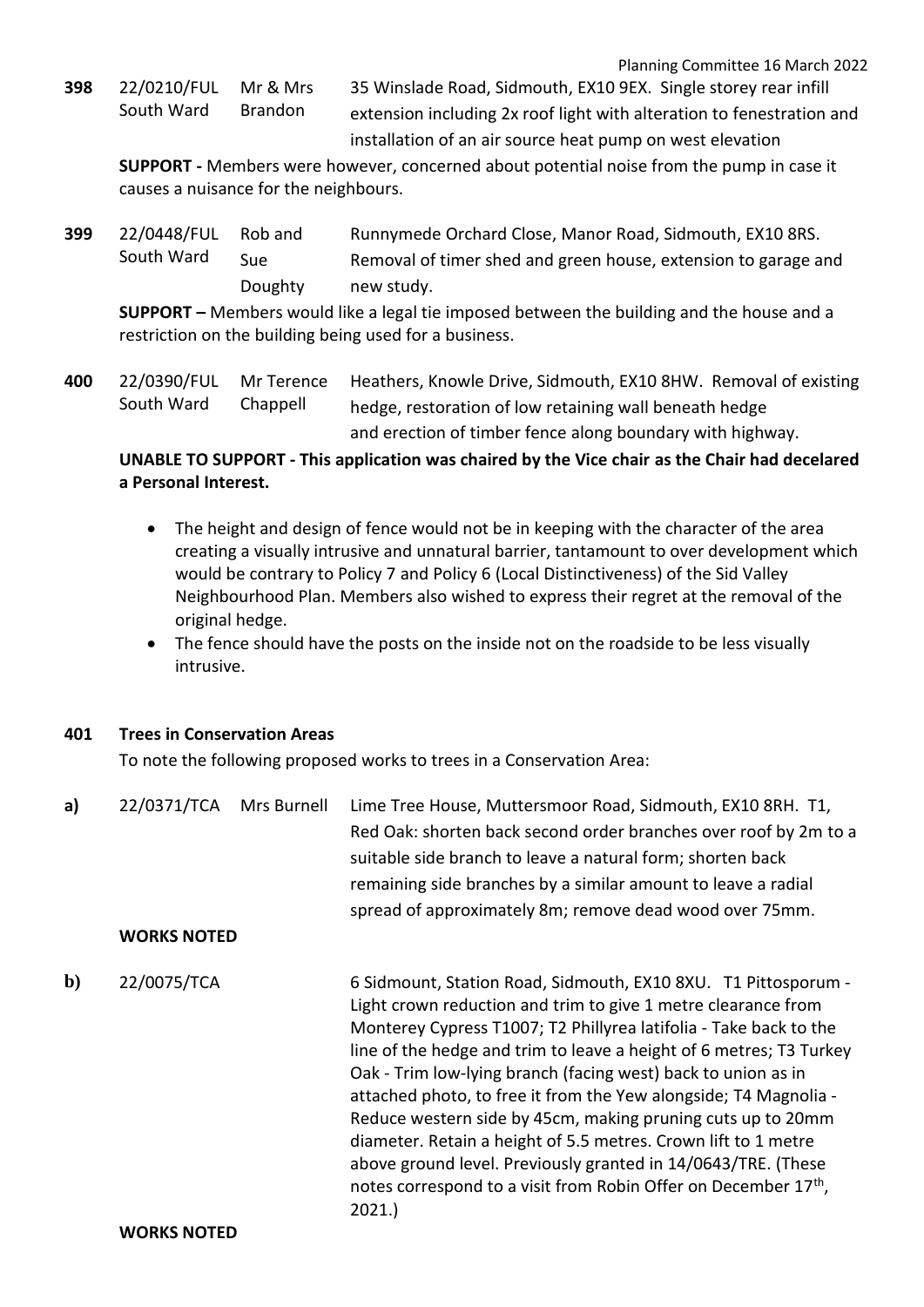**398** 22/0210/FUL South Ward — Mr & Mrs Brandon — 35 Winslade Road, Sidmouth, EX10 9EX. Single storey rear infill extension including 2x roof light with alteration to fenestration and installation of an air source heat pump on west elevation

**SUPPORT -** Members were however, concerned about potential noise from the pump in case it causes a nuisance for the neighbours.

**399** 22/0448/FUL South Ward — Rob and Sue Doughty — Runnymede Orchard Close, Manor Road, Sidmouth, EX10 8RS. Removal of timer shed and green house, extension to garage and new study.

**SUPPORT –** Members would like a legal tie imposed between the building and the house and a restriction on the building being used for a business.

**400** 22/0390/FUL South Ward — Mr Terence Chappell — Heathers, Knowle Drive, Sidmouth, EX10 8HW. Removal of existing hedge, restoration of low retaining wall beneath hedge and erection of timber fence along boundary with highway.

**UNABLE TO SUPPORT - This application was chaired by the Vice chair as the Chair had decelared a Personal Interest.**

- The height and design of fence would not be in keeping with the character of the area creating a visually intrusive and unnatural barrier, tantamount to over development which would be contrary to Policy 7 and Policy 6 (Local Distinctiveness) of the Sid Valley Neighbourhood Plan. Members also wished to express their regret at the removal of the original hedge.
- The fence should have the posts on the inside not on the roadside to be less visually intrusive.

**401 Trees in Conservation Areas**

To note the following proposed works to trees in a Conservation Area:

**a)** 22/0371/TCA — Mrs Burnell — Lime Tree House, Muttersmoor Road, Sidmouth, EX10 8RH. T1, Red Oak: shorten back second order branches over roof by 2m to a suitable side branch to leave a natural form; shorten back remaining side branches by a similar amount to leave a radial spread of approximately 8m; remove dead wood over 75mm.

**WORKS NOTED**

**b)** 22/0075/TCA — 6 Sidmount, Station Road, Sidmouth, EX10 8XU. T1 Pittosporum - Light crown reduction and trim to give 1 metre clearance from Monterey Cypress T1007; T2 Phillyrea latifolia - Take back to the line of the hedge and trim to leave a height of 6 metres; T3 Turkey Oak - Trim low-lying branch (facing west) back to union as in attached photo, to free it from the Yew alongside; T4 Magnolia - Reduce western side by 45cm, making pruning cuts up to 20mm diameter. Retain a height of 5.5 metres. Crown lift to 1 metre above ground level. Previously granted in 14/0643/TRE. (These notes correspond to a visit from Robin Offer on December 17th, 2021.)

**WORKS NOTED**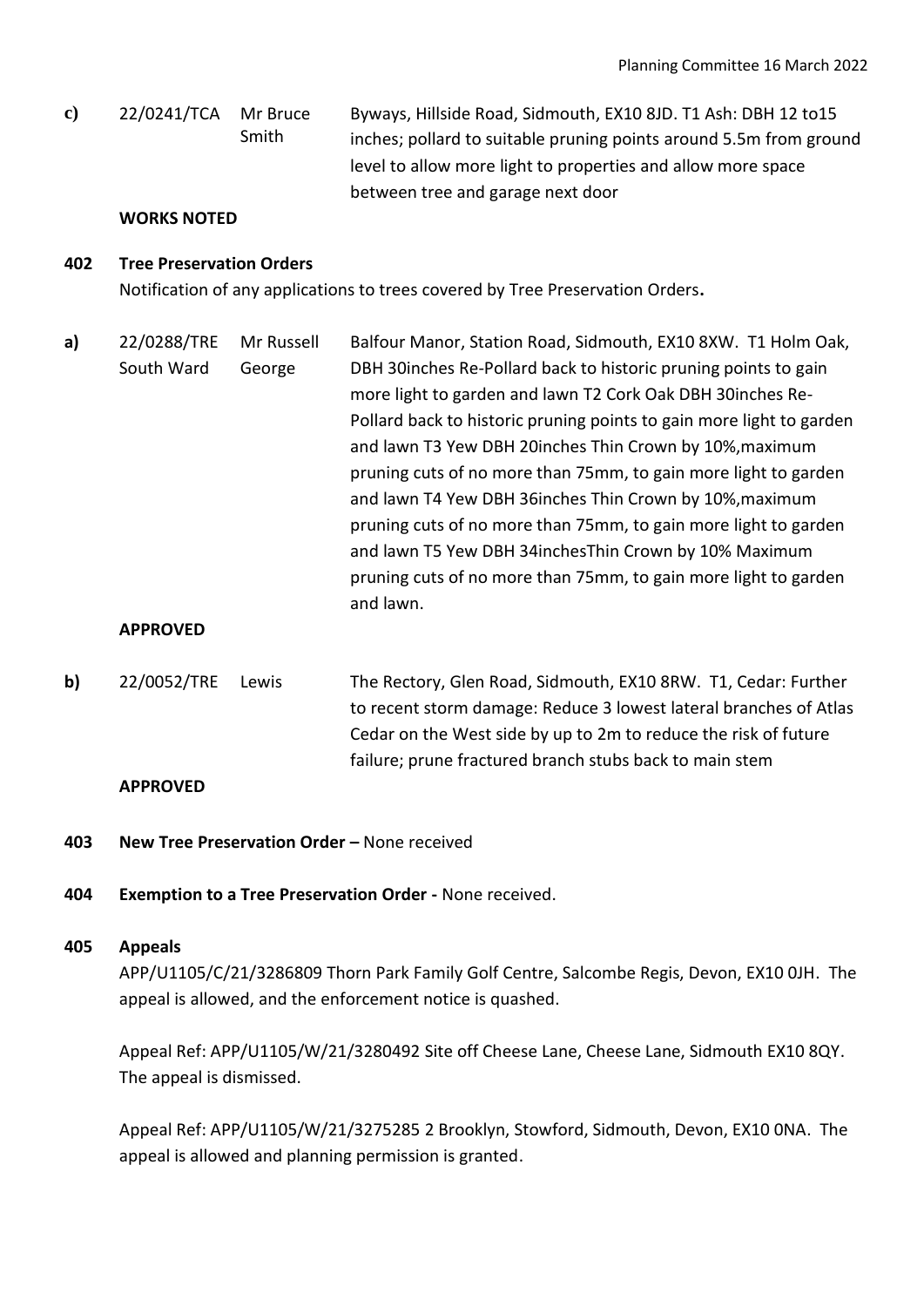**c)** 22/0241/TCA Mr Bruce Smith — Byways, Hillside Road, Sidmouth, EX10 8JD. T1 Ash: DBH 12 to15 inches; pollard to suitable pruning points around 5.5m from ground level to allow more light to properties and allow more space between tree and garage next door

**WORKS NOTED**

## 402 Tree Preservation Orders

Notification of any applications to trees covered by Tree Preservation Orders**.**

**a)** 22/0288/TRE South Ward — Mr Russell George — Balfour Manor, Station Road, Sidmouth, EX10 8XW. T1 Holm Oak, DBH 30inches Re-Pollard back to historic pruning points to gain more light to garden and lawn T2 Cork Oak DBH 30inches Re-Pollard back to historic pruning points to gain more light to garden and lawn T3 Yew DBH 20inches Thin Crown by 10%,maximum pruning cuts of no more than 75mm, to gain more light to garden and lawn T4 Yew DBH 36inches Thin Crown by 10%,maximum pruning cuts of no more than 75mm, to gain more light to garden and lawn T5 Yew DBH 34inchesThin Crown by 10% Maximum pruning cuts of no more than 75mm, to gain more light to garden and lawn.

**APPROVED**

**b)** 22/0052/TRE — Lewis — The Rectory, Glen Road, Sidmouth, EX10 8RW. T1, Cedar: Further to recent storm damage: Reduce 3 lowest lateral branches of Atlas Cedar on the West side by up to 2m to reduce the risk of future failure; prune fractured branch stubs back to main stem

**APPROVED**

## 403 New Tree Preservation Order – None received

## 404 Exemption to a Tree Preservation Order - None received.

## 405 Appeals

APP/U1105/C/21/3286809 Thorn Park Family Golf Centre, Salcombe Regis, Devon, EX10 0JH. The appeal is allowed, and the enforcement notice is quashed.

Appeal Ref: APP/U1105/W/21/3280492 Site off Cheese Lane, Cheese Lane, Sidmouth EX10 8QY. The appeal is dismissed.

Appeal Ref: APP/U1105/W/21/3275285 2 Brooklyn, Stowford, Sidmouth, Devon, EX10 0NA. The appeal is allowed and planning permission is granted.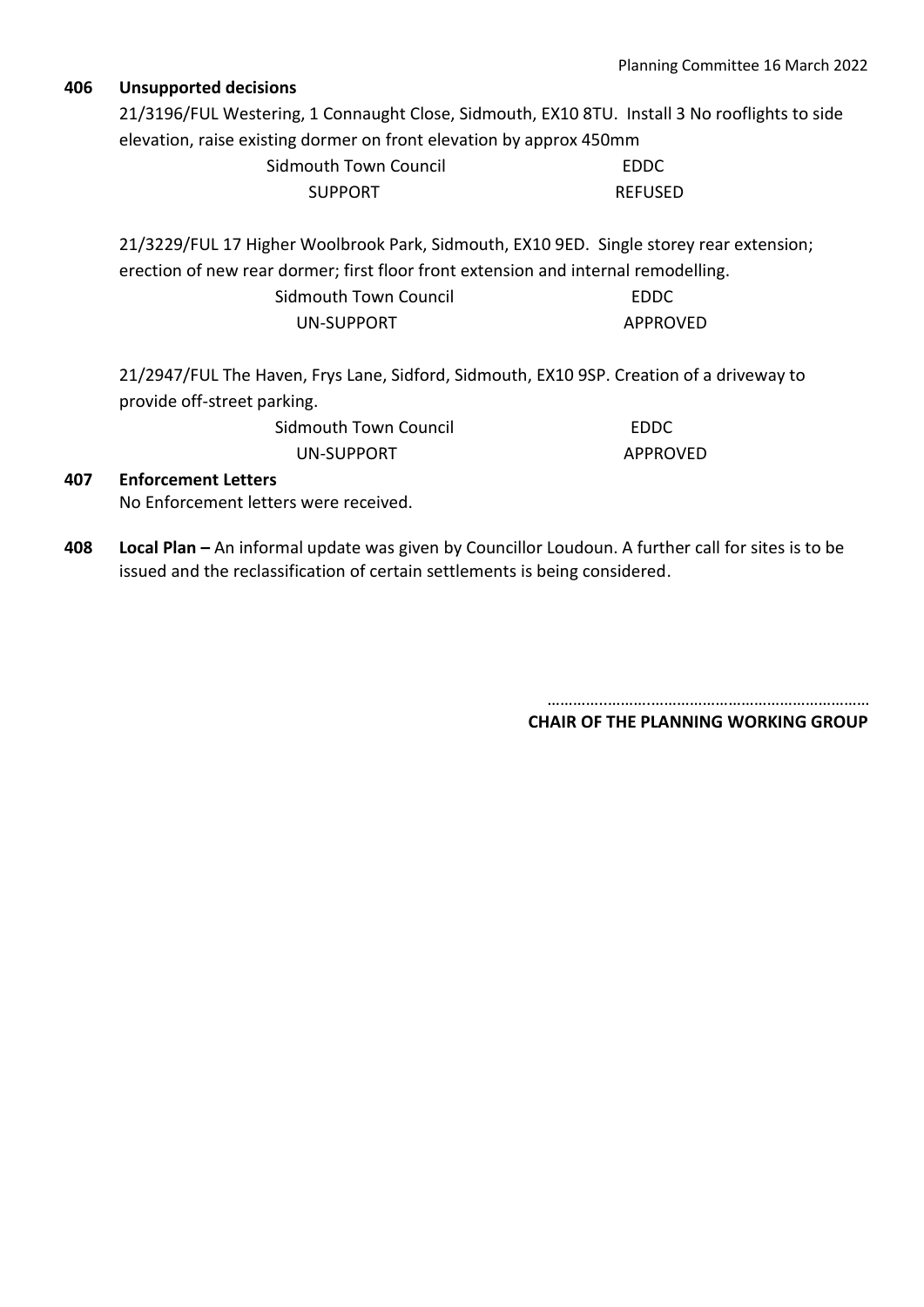**406 Unsupported decisions**

21/3196/FUL Westering, 1 Connaught Close, Sidmouth, EX10 8TU. Install 3 No rooflights to side elevation, raise existing dormer on front elevation by approx 450mm

| Sidmouth Town Council | EDDC |
|---|---|
| SUPPORT | REFUSED |

21/3229/FUL 17 Higher Woolbrook Park, Sidmouth, EX10 9ED. Single storey rear extension; erection of new rear dormer; first floor front extension and internal remodelling.

| Sidmouth Town Council | EDDC |
|---|---|
| UN-SUPPORT | APPROVED |

21/2947/FUL The Haven, Frys Lane, Sidford, Sidmouth, EX10 9SP. Creation of a driveway to provide off-street parking.

| Sidmouth Town Council | EDDC |
|---|---|
| UN-SUPPORT | APPROVED |

**407 Enforcement Letters**

No Enforcement letters were received.

**408 Local Plan –** An informal update was given by Councillor Loudoun. A further call for sites is to be issued and the reclassification of certain settlements is being considered.

……………………………………………………………

**CHAIR OF THE PLANNING WORKING GROUP**